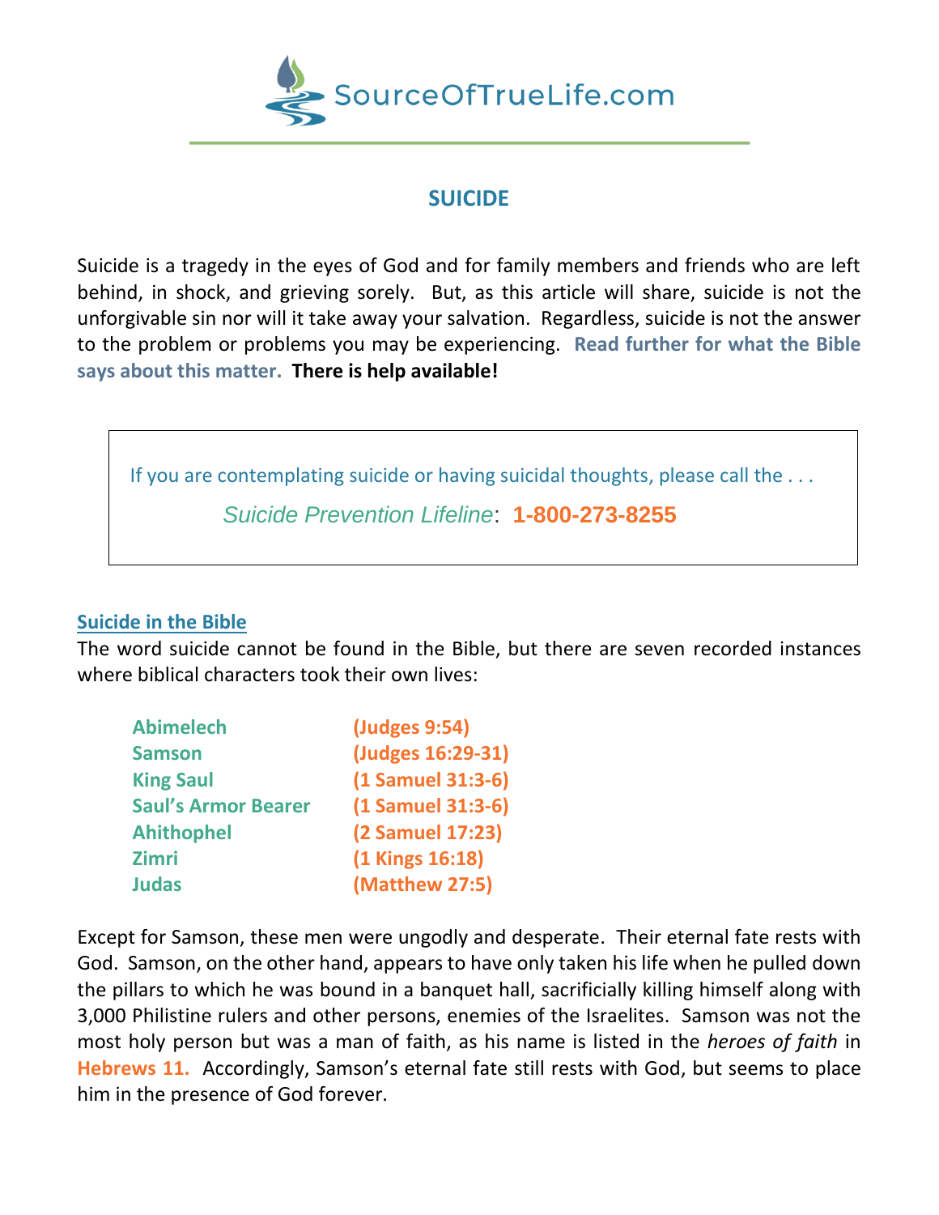SourceOfTrueLife.com

# SUICIDE

Suicide is a tragedy in the eyes of God and for family members and friends who are left behind, in shock, and grieving sorely. But, as this article will share, suicide is not the unforgivable sin nor will it take away your salvation. Regardless, suicide is not the answer to the problem or problems you may be experiencing. **Read further for what the Bible says about this matter.** **There is help available!**

> If you are contemplating suicide or having suicidal thoughts, please call the . . .
>
> *Suicide Prevention Lifeline*: **1-800-273-8255**

## Suicide in the Bible

The word suicide cannot be found in the Bible, but there are seven recorded instances where biblical characters took their own lives:

| | |
|---|---|
| **Abimelech** | **(Judges 9:54)** |
| **Samson** | **(Judges 16:29-31)** |
| **King Saul** | **(1 Samuel 31:3-6)** |
| **Saul's Armor Bearer** | **(1 Samuel 31:3-6)** |
| **Ahithophel** | **(2 Samuel 17:23)** |
| **Zimri** | **(1 Kings 16:18)** |
| **Judas** | **(Matthew 27:5)** |

Except for Samson, these men were ungodly and desperate. Their eternal fate rests with God. Samson, on the other hand, appears to have only taken his life when he pulled down the pillars to which he was bound in a banquet hall, sacrificially killing himself along with 3,000 Philistine rulers and other persons, enemies of the Israelites. Samson was not the most holy person but was a man of faith, as his name is listed in the *heroes of faith* in **Hebrews 11.** Accordingly, Samson's eternal fate still rests with God, but seems to place him in the presence of God forever.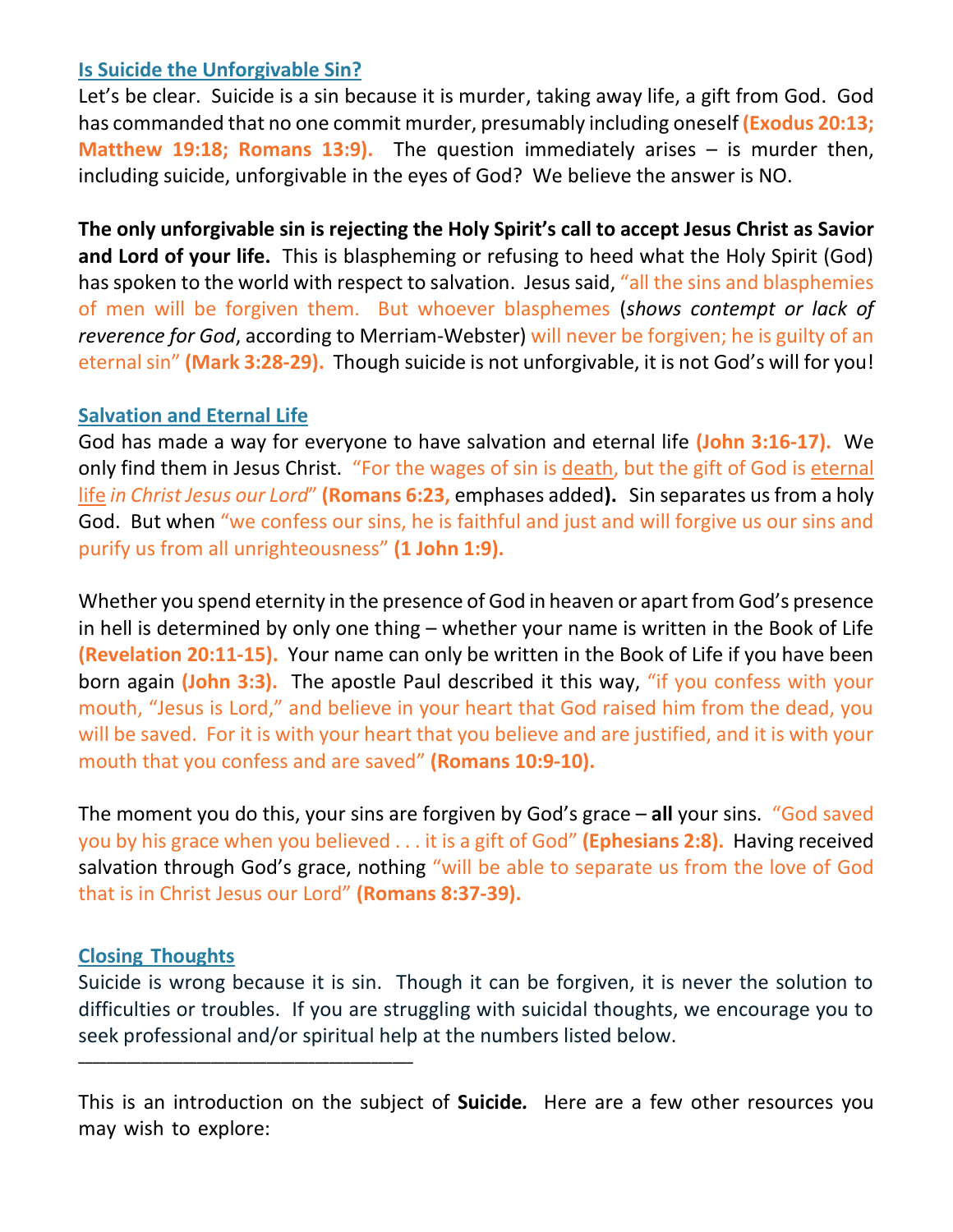## Is Suicide the Unforgivable Sin?

Let's be clear. Suicide is a sin because it is murder, taking away life, a gift from God. God has commanded that no one commit murder, presumably including oneself **(Exodus 20:13; Matthew 19:18; Romans 13:9).** The question immediately arises – is murder then, including suicide, unforgivable in the eyes of God? We believe the answer is NO.

**The only unforgivable sin is rejecting the Holy Spirit's call to accept Jesus Christ as Savior and Lord of your life.** This is blaspheming or refusing to heed what the Holy Spirit (God) has spoken to the world with respect to salvation. Jesus said, "all the sins and blasphemies of men will be forgiven them. But whoever blasphemes (*shows contempt or lack of reverence for God*, according to Merriam-Webster) will never be forgiven; he is guilty of an eternal sin" **(Mark 3:28-29).** Though suicide is not unforgivable, it is not God's will for you!

## Salvation and Eternal Life

God has made a way for everyone to have salvation and eternal life **(John 3:16-17).** We only find them in Jesus Christ. "For the wages of sin is <u>death</u>, but the gift of God is <u>eternal life</u> *in Christ Jesus our Lord*" **(Romans 6:23,** emphases added**).** Sin separates us from a holy God. But when "we confess our sins, he is faithful and just and will forgive us our sins and purify us from all unrighteousness" **(1 John 1:9).**

Whether you spend eternity in the presence of God in heaven or apart from God's presence in hell is determined by only one thing – whether your name is written in the Book of Life **(Revelation 20:11-15).** Your name can only be written in the Book of Life if you have been born again **(John 3:3).** The apostle Paul described it this way, "if you confess with your mouth, "Jesus is Lord," and believe in your heart that God raised him from the dead, you will be saved. For it is with your heart that you believe and are justified, and it is with your mouth that you confess and are saved" **(Romans 10:9-10).**

The moment you do this, your sins are forgiven by God's grace – **all** your sins. "God saved you by his grace when you believed . . . it is a gift of God" **(Ephesians 2:8).** Having received salvation through God's grace, nothing "will be able to separate us from the love of God that is in Christ Jesus our Lord" **(Romans 8:37-39).**

## Closing Thoughts

Suicide is wrong because it is sin. Though it can be forgiven, it is never the solution to difficulties or troubles. If you are struggling with suicidal thoughts, we encourage you to seek professional and/or spiritual help at the numbers listed below.

---

This is an introduction on the subject of **Suicide.** Here are a few other resources you may wish to explore: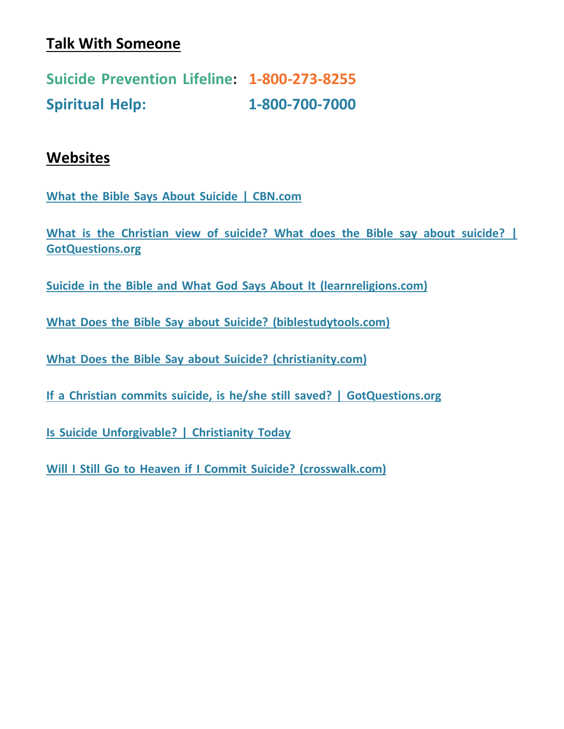## Talk With Someone

**Suicide Prevention Lifeline: 1-800-273-8255**

**Spiritual Help: 1-800-700-7000**

## Websites

**What the Bible Says About Suicide | CBN.com**

**What is the Christian view of suicide? What does the Bible say about suicide? | GotQuestions.org**

**Suicide in the Bible and What God Says About It (learnreligions.com)**

**What Does the Bible Say about Suicide? (biblestudytools.com)**

**What Does the Bible Say about Suicide? (christianity.com)**

**If a Christian commits suicide, is he/she still saved? | GotQuestions.org**

**Is Suicide Unforgivable? | Christianity Today**

**Will I Still Go to Heaven if I Commit Suicide? (crosswalk.com)**